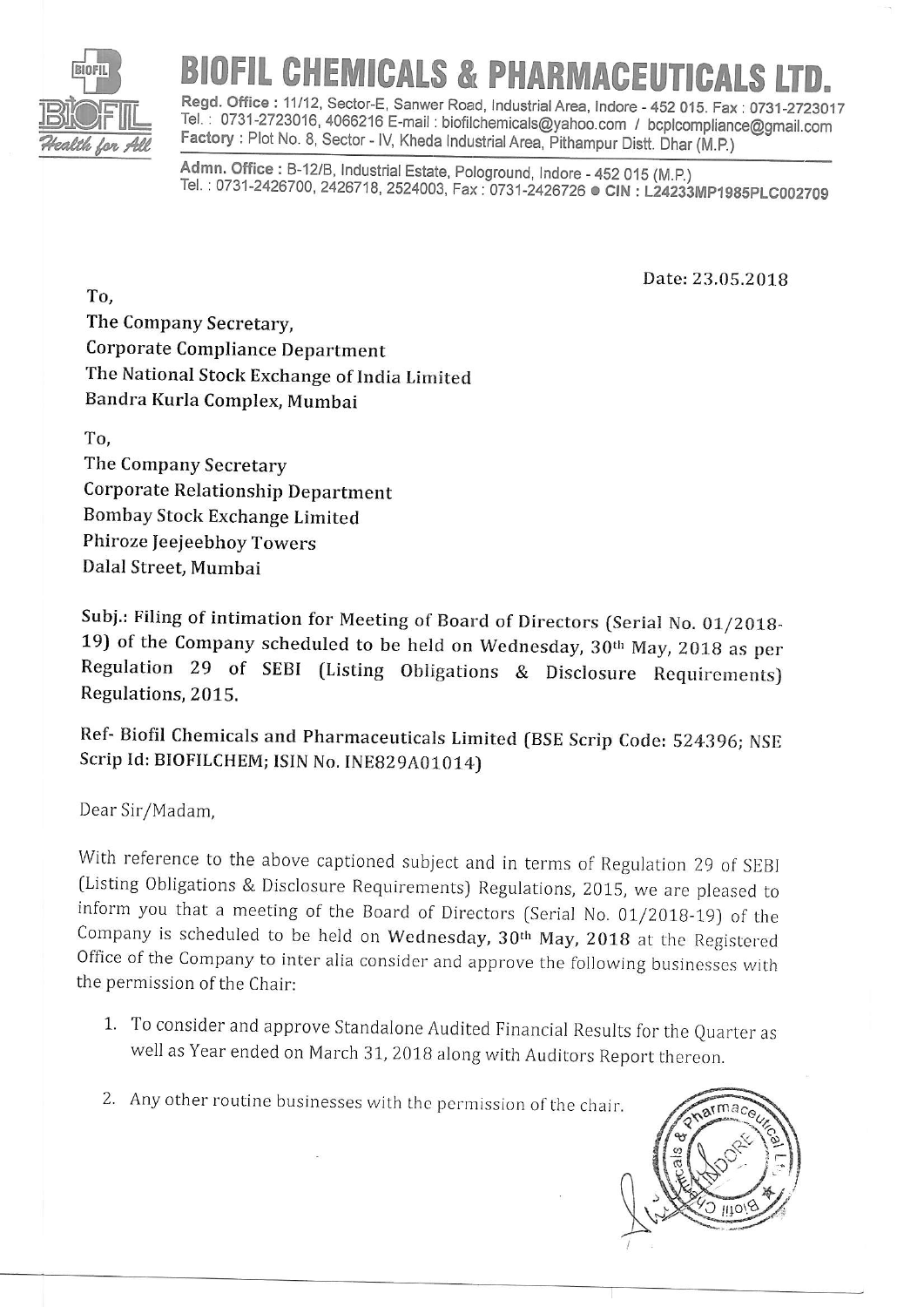# BIOFIL CHEMICALS & PHARMACEUTICALS LTD.

**Regd. Office :** 11/12, Sector-E, Sanwer Road, Industrial Area, Indore - 452 015. Fax : 0731-2723017
Tel. : 0731-2723016, 4066216 E-mail : biofilchemicals@yahoo.com / bcplcompliance@gmail.com
**Factory :** Plot No. 8, Sector - IV, Kheda Industrial Area, Pithampur Distt. Dhar (M.P.)

**Admn. Office :** B-12/B, Industrial Estate, Pologround, Indore - 452 015 (M.P.)
Tel. : 0731-2426700, 2426718, 2524003, Fax : 0731-2426726 ● **CIN : L24233MP1985PLC002709**

Date: 23.05.2018

To,
The Company Secretary,
Corporate Compliance Department
The National Stock Exchange of India Limited
Bandra Kurla Complex, Mumbai

To,
The Company Secretary
Corporate Relationship Department
Bombay Stock Exchange Limited
Phiroze Jeejeebhoy Towers
Dalal Street, Mumbai

**Subj.: Filing of intimation for Meeting of Board of Directors (Serial No. 01/2018-19) of the Company scheduled to be held on Wednesday, 30th May, 2018 as per Regulation 29 of SEBI (Listing Obligations & Disclosure Requirements) Regulations, 2015.**

**Ref- Biofil Chemicals and Pharmaceuticals Limited (BSE Scrip Code: 524396; NSE Scrip Id: BIOFILCHEM; ISIN No. INE829A01014)**

Dear Sir/Madam,

With reference to the above captioned subject and in terms of Regulation 29 of SEBI (Listing Obligations & Disclosure Requirements) Regulations, 2015, we are pleased to inform you that a meeting of the Board of Directors (Serial No. 01/2018-19) of the Company is scheduled to be held on **Wednesday, 30th May, 2018** at the Registered Office of the Company to inter alia consider and approve the following businesses with the permission of the Chair:

1. To consider and approve Standalone Audited Financial Results for the Quarter as well as Year ended on March 31, 2018 along with Auditors Report thereon.
2. Any other routine businesses with the permission of the chair.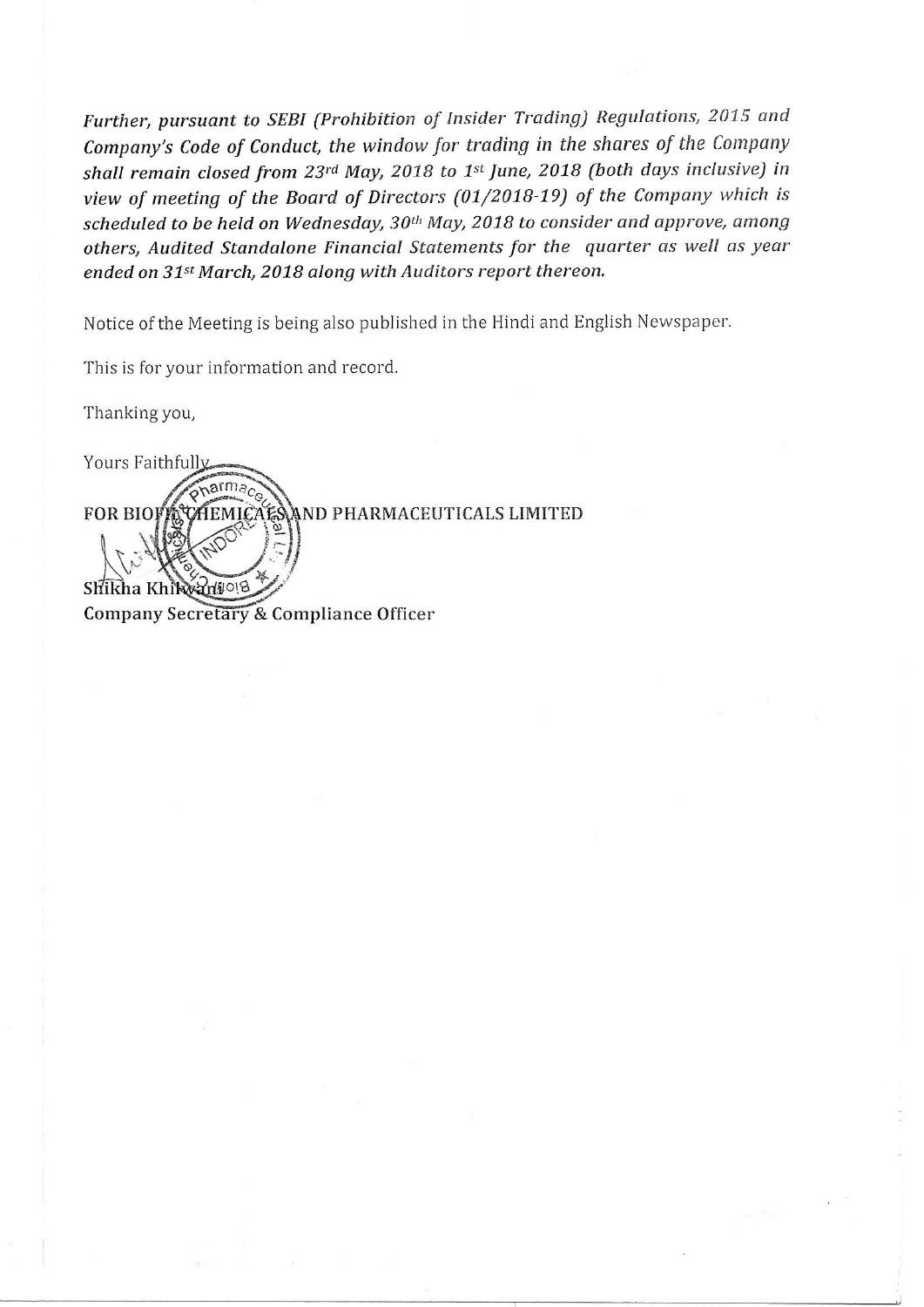*Further, pursuant to SEBI (Prohibition of Insider Trading) Regulations, 2015 and Company's Code of Conduct, the window for trading in the shares of the Company shall remain closed from 23rd May, 2018 to 1st June, 2018 (both days inclusive) in view of meeting of the Board of Directors (01/2018-19) of the Company which is scheduled to be held on Wednesday, 30th May, 2018 to consider and approve, among others, Audited Standalone Financial Statements for the quarter as well as year ended on 31st March, 2018 along with Auditors report thereon.*

Notice of the Meeting is being also published in the Hindi and English Newspaper.

This is for your information and record.

Thanking you,

Yours Faithfully

**FOR BIOFIL CHEMICALS AND PHARMACEUTICALS LIMITED**

**Shikha Khilwani**
**Company Secretary & Compliance Officer**